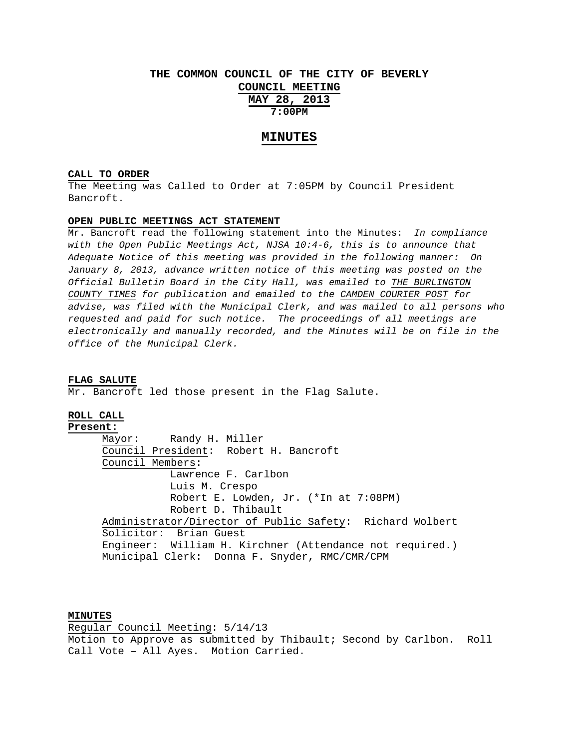# THE COMMON COUNCIL OF THE CITY OF BEVERLY

## COUNCIL MEETING

## MAY 28, 2013

### 7:00PM

## MINUTES

**CALL TO ORDER**

The Meeting was Called to Order at 7:05PM by Council President Bancroft.

**OPEN PUBLIC MEETINGS ACT STATEMENT**

Mr. Bancroft read the following statement into the Minutes: *In compliance with the Open Public Meetings Act, NJSA 10:4-6, this is to announce that Adequate Notice of this meeting was provided in the following manner: On January 8, 2013, advance written notice of this meeting was posted on the Official Bulletin Board in the City Hall, was emailed to THE BURLINGTON COUNTY TIMES for publication and emailed to the CAMDEN COURIER POST for advise, was filed with the Municipal Clerk, and was mailed to all persons who requested and paid for such notice. The proceedings of all meetings are electronically and manually recorded, and the Minutes will be on file in the office of the Municipal Clerk.*

**FLAG SALUTE**

Mr. Bancroft led those present in the Flag Salute.

**ROLL CALL**

**Present:**

Mayor: Randy H. Miller
Council President: Robert H. Bancroft
Council Members:
- Lawrence F. Carlbon
- Luis M. Crespo
- Robert E. Lowden, Jr. (*In at 7:08PM)
- Robert D. Thibault

Administrator/Director of Public Safety: Richard Wolbert
Solicitor: Brian Guest
Engineer: William H. Kirchner (Attendance not required.)
Municipal Clerk: Donna F. Snyder, RMC/CMR/CPM

**MINUTES**

Regular Council Meeting: 5/14/13
Motion to Approve as submitted by Thibault; Second by Carlbon. Roll Call Vote – All Ayes. Motion Carried.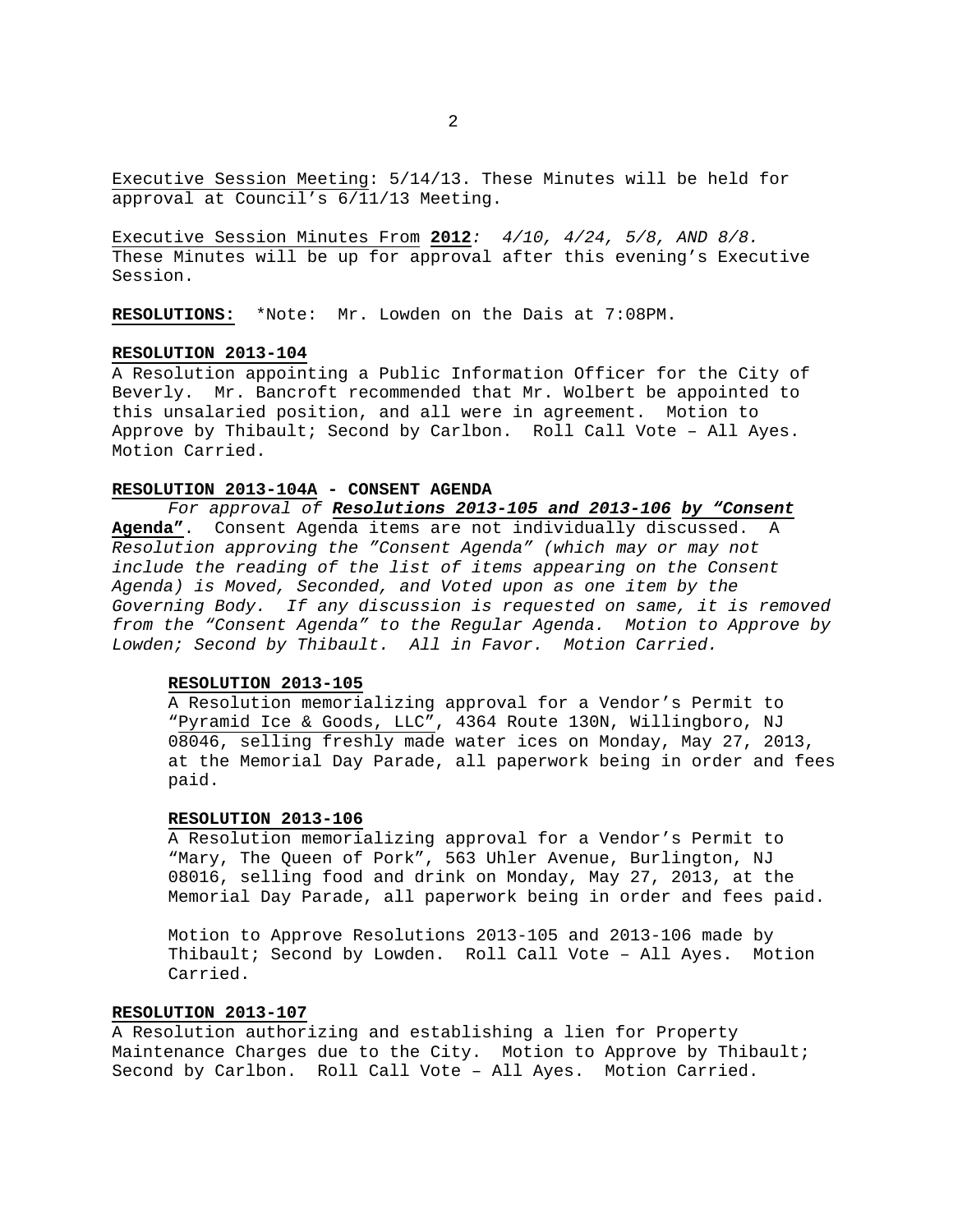<u>Executive Session Meeting</u>: 5/14/13. These Minutes will be held for approval at Council's 6/11/13 Meeting.

<u>Executive Session Minutes From</u> **2012***: 4/10, 4/24, 5/8, AND 8/8.* These Minutes will be up for approval after this evening's Executive Session.

**RESOLUTIONS:** *Note: Mr. Lowden on the Dais at 7:08PM.

**RESOLUTION 2013-104**

A Resolution appointing a Public Information Officer for the City of Beverly. Mr. Bancroft recommended that Mr. Wolbert be appointed to this unsalaried position, and all were in agreement. Motion to Approve by Thibault; Second by Carlbon. Roll Call Vote – All Ayes. Motion Carried.

**RESOLUTION 2013-104A - CONSENT AGENDA**

*For approval of* ***Resolutions 2013-105 and 2013-106 by "Consent Agenda"***. Consent Agenda items are not individually discussed. *A Resolution approving the "Consent Agenda" (which may or may not include the reading of the list of items appearing on the Consent Agenda) is Moved, Seconded, and Voted upon as one item by the Governing Body. If any discussion is requested on same, it is removed from the "Consent Agenda" to the Regular Agenda. Motion to Approve by Lowden; Second by Thibault. All in Favor. Motion Carried.*

**RESOLUTION 2013-105**

A Resolution memorializing approval for a Vendor's Permit to "<u>Pyramid Ice & Goods, LLC</u>", 4364 Route 130N, Willingboro, NJ 08046, selling freshly made water ices on Monday, May 27, 2013, at the Memorial Day Parade, all paperwork being in order and fees paid.

**RESOLUTION 2013-106**

A Resolution memorializing approval for a Vendor's Permit to "Mary, The Queen of Pork", 563 Uhler Avenue, Burlington, NJ 08016, selling food and drink on Monday, May 27, 2013, at the Memorial Day Parade, all paperwork being in order and fees paid.

Motion to Approve Resolutions 2013-105 and 2013-106 made by Thibault; Second by Lowden. Roll Call Vote – All Ayes. Motion Carried.

**RESOLUTION 2013-107**

A Resolution authorizing and establishing a lien for Property Maintenance Charges due to the City. Motion to Approve by Thibault; Second by Carlbon. Roll Call Vote – All Ayes. Motion Carried.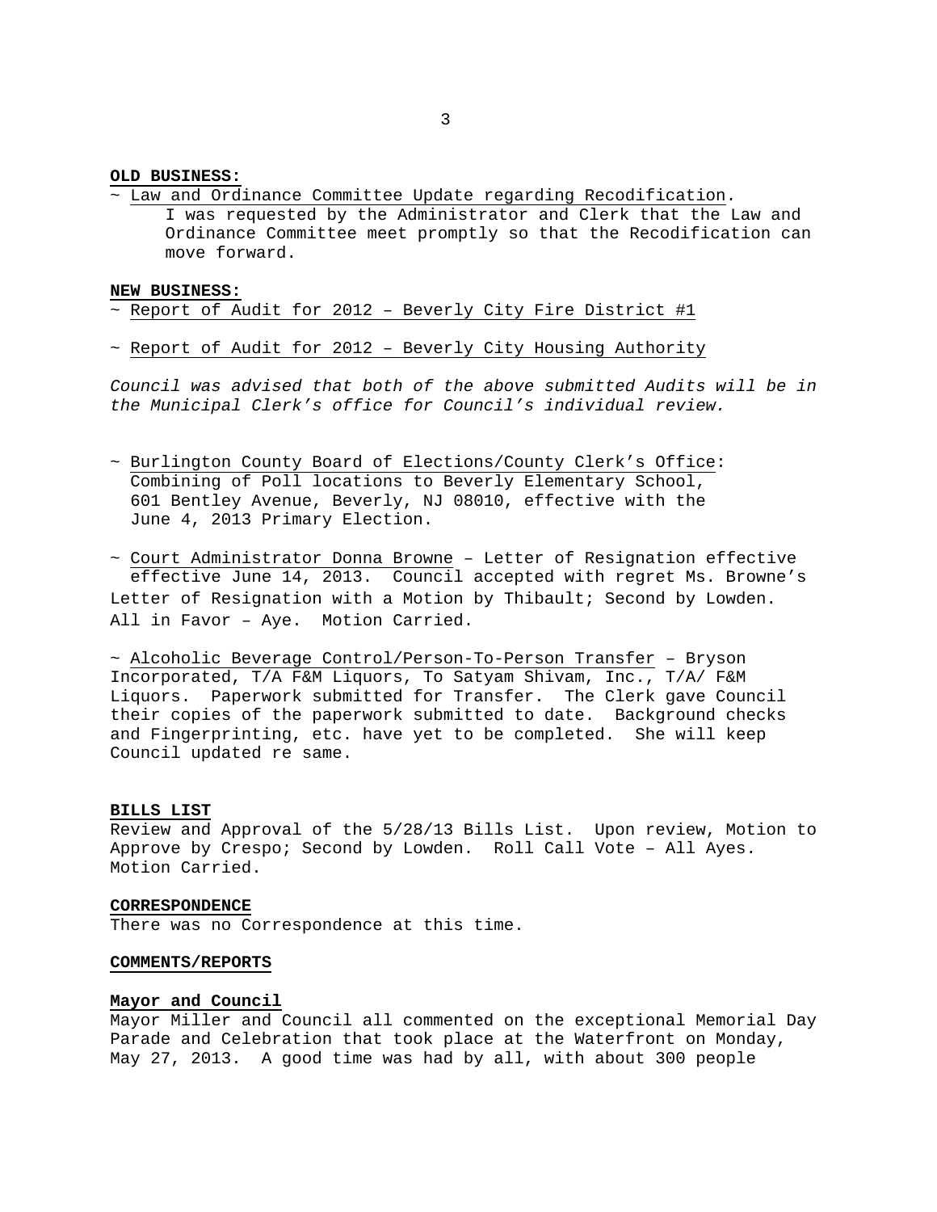**OLD BUSINESS:**

~ Law and Ordinance Committee Update regarding Recodification.

I was requested by the Administrator and Clerk that the Law and Ordinance Committee meet promptly so that the Recodification can move forward.

**NEW BUSINESS:**

~ Report of Audit for 2012 – Beverly City Fire District #1

~ Report of Audit for 2012 – Beverly City Housing Authority

*Council was advised that both of the above submitted Audits will be in the Municipal Clerk's office for Council's individual review.*

~ Burlington County Board of Elections/County Clerk's Office: Combining of Poll locations to Beverly Elementary School, 601 Bentley Avenue, Beverly, NJ 08010, effective with the June 4, 2013 Primary Election.

~ Court Administrator Donna Browne – Letter of Resignation effective effective June 14, 2013. Council accepted with regret Ms. Browne's Letter of Resignation with a Motion by Thibault; Second by Lowden. All in Favor – Aye. Motion Carried.

~ Alcoholic Beverage Control/Person-To-Person Transfer – Bryson Incorporated, T/A F&M Liquors, To Satyam Shivam, Inc., T/A/ F&M Liquors. Paperwork submitted for Transfer. The Clerk gave Council their copies of the paperwork submitted to date. Background checks and Fingerprinting, etc. have yet to be completed. She will keep Council updated re same.

**BILLS LIST**

Review and Approval of the 5/28/13 Bills List. Upon review, Motion to Approve by Crespo; Second by Lowden. Roll Call Vote – All Ayes. Motion Carried.

**CORRESPONDENCE**

There was no Correspondence at this time.

**COMMENTS/REPORTS**

**Mayor and Council**

Mayor Miller and Council all commented on the exceptional Memorial Day Parade and Celebration that took place at the Waterfront on Monday, May 27, 2013. A good time was had by all, with about 300 people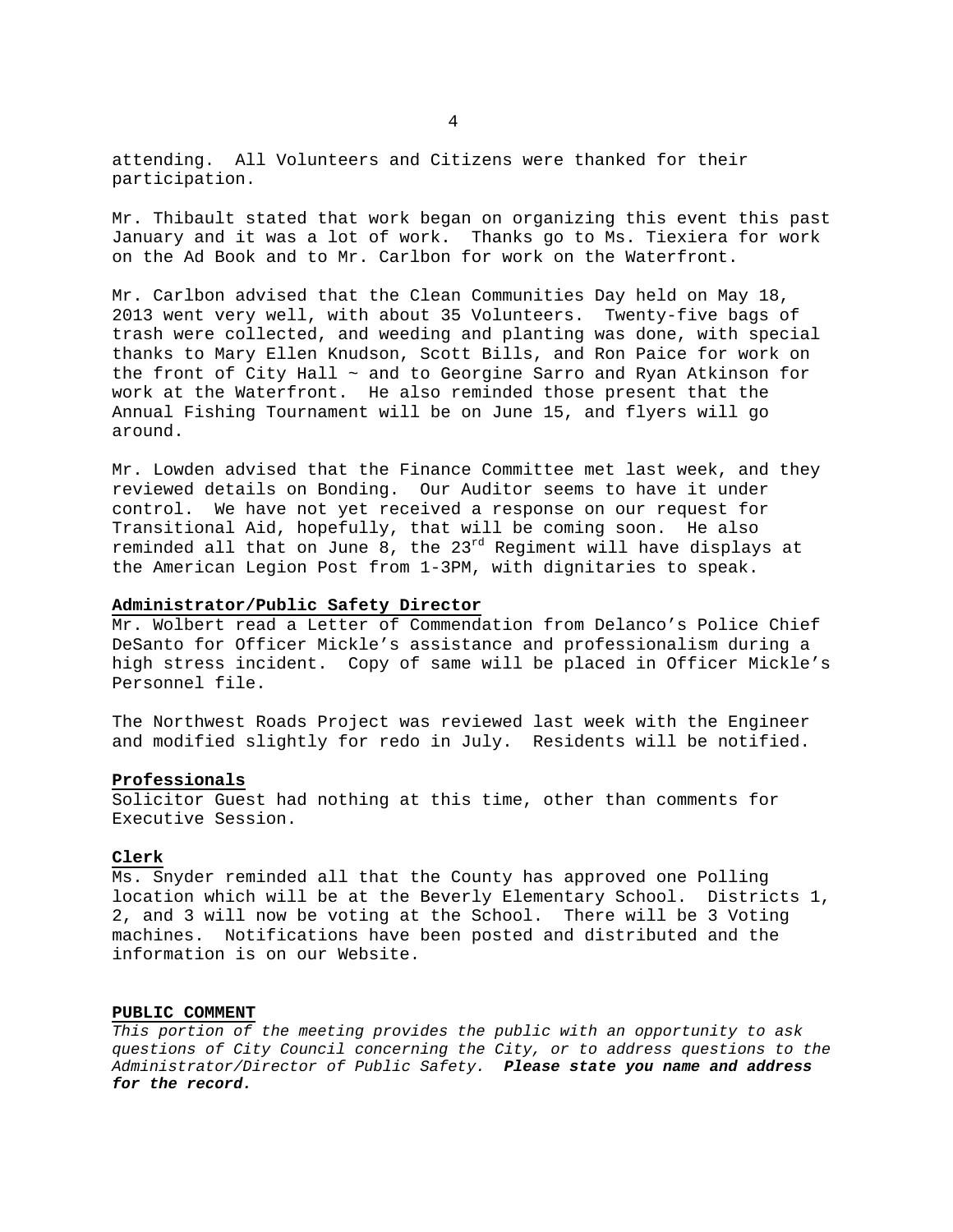attending. All Volunteers and Citizens were thanked for their participation.

Mr. Thibault stated that work began on organizing this event this past January and it was a lot of work. Thanks go to Ms. Tiexiera for work on the Ad Book and to Mr. Carlbon for work on the Waterfront.

Mr. Carlbon advised that the Clean Communities Day held on May 18, 2013 went very well, with about 35 Volunteers. Twenty-five bags of trash were collected, and weeding and planting was done, with special thanks to Mary Ellen Knudson, Scott Bills, and Ron Paice for work on the front of City Hall ~ and to Georgine Sarro and Ryan Atkinson for work at the Waterfront. He also reminded those present that the Annual Fishing Tournament will be on June 15, and flyers will go around.

Mr. Lowden advised that the Finance Committee met last week, and they reviewed details on Bonding. Our Auditor seems to have it under control. We have not yet received a response on our request for Transitional Aid, hopefully, that will be coming soon. He also reminded all that on June 8, the 23rd Regiment will have displays at the American Legion Post from 1-3PM, with dignitaries to speak.

**Administrator/Public Safety Director**

Mr. Wolbert read a Letter of Commendation from Delanco's Police Chief DeSanto for Officer Mickle's assistance and professionalism during a high stress incident. Copy of same will be placed in Officer Mickle's Personnel file.

The Northwest Roads Project was reviewed last week with the Engineer and modified slightly for redo in July. Residents will be notified.

**Professionals**

Solicitor Guest had nothing at this time, other than comments for Executive Session.

**Clerk**

Ms. Snyder reminded all that the County has approved one Polling location which will be at the Beverly Elementary School. Districts 1, 2, and 3 will now be voting at the School. There will be 3 Voting machines. Notifications have been posted and distributed and the information is on our Website.

**PUBLIC COMMENT**

*This portion of the meeting provides the public with an opportunity to ask questions of City Council concerning the City, or to address questions to the Administrator/Director of Public Safety.* ***Please state you name and address for the record.***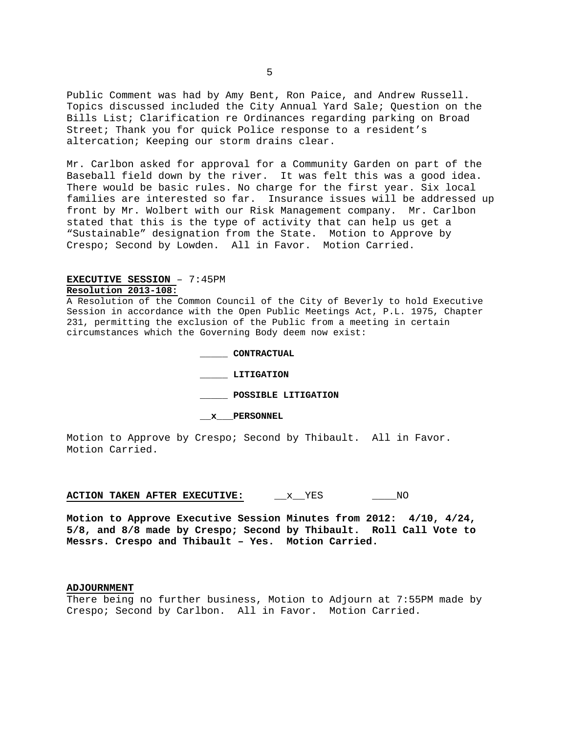Public Comment was had by Amy Bent, Ron Paice, and Andrew Russell. Topics discussed included the City Annual Yard Sale; Question on the Bills List; Clarification re Ordinances regarding parking on Broad Street; Thank you for quick Police response to a resident's altercation; Keeping our storm drains clear.

Mr. Carlbon asked for approval for a Community Garden on part of the Baseball field down by the river. It was felt this was a good idea. There would be basic rules. No charge for the first year. Six local families are interested so far. Insurance issues will be addressed up front by Mr. Wolbert with our Risk Management company. Mr. Carlbon stated that this is the type of activity that can help us get a "Sustainable" designation from the State. Motion to Approve by Crespo; Second by Lowden. All in Favor. Motion Carried.

**EXECUTIVE SESSION** – 7:45PM

**Resolution 2013-108:**

A Resolution of the Common Council of the City of Beverly to hold Executive Session in accordance with the Open Public Meetings Act, P.L. 1975, Chapter 231, permitting the exclusion of the Public from a meeting in certain circumstances which the Governing Body deem now exist:

_____ **CONTRACTUAL**

_____ **LITIGATION**

_____ **POSSIBLE LITIGATION**

__**x**___**PERSONNEL**

Motion to Approve by Crespo; Second by Thibault. All in Favor. Motion Carried.

**ACTION TAKEN AFTER EXECUTIVE:** __x__YES ____NO

**Motion to Approve Executive Session Minutes from 2012: 4/10, 4/24, 5/8, and 8/8 made by Crespo; Second by Thibault. Roll Call Vote to Messrs. Crespo and Thibault – Yes. Motion Carried.**

**ADJOURNMENT**

There being no further business, Motion to Adjourn at 7:55PM made by Crespo; Second by Carlbon. All in Favor. Motion Carried.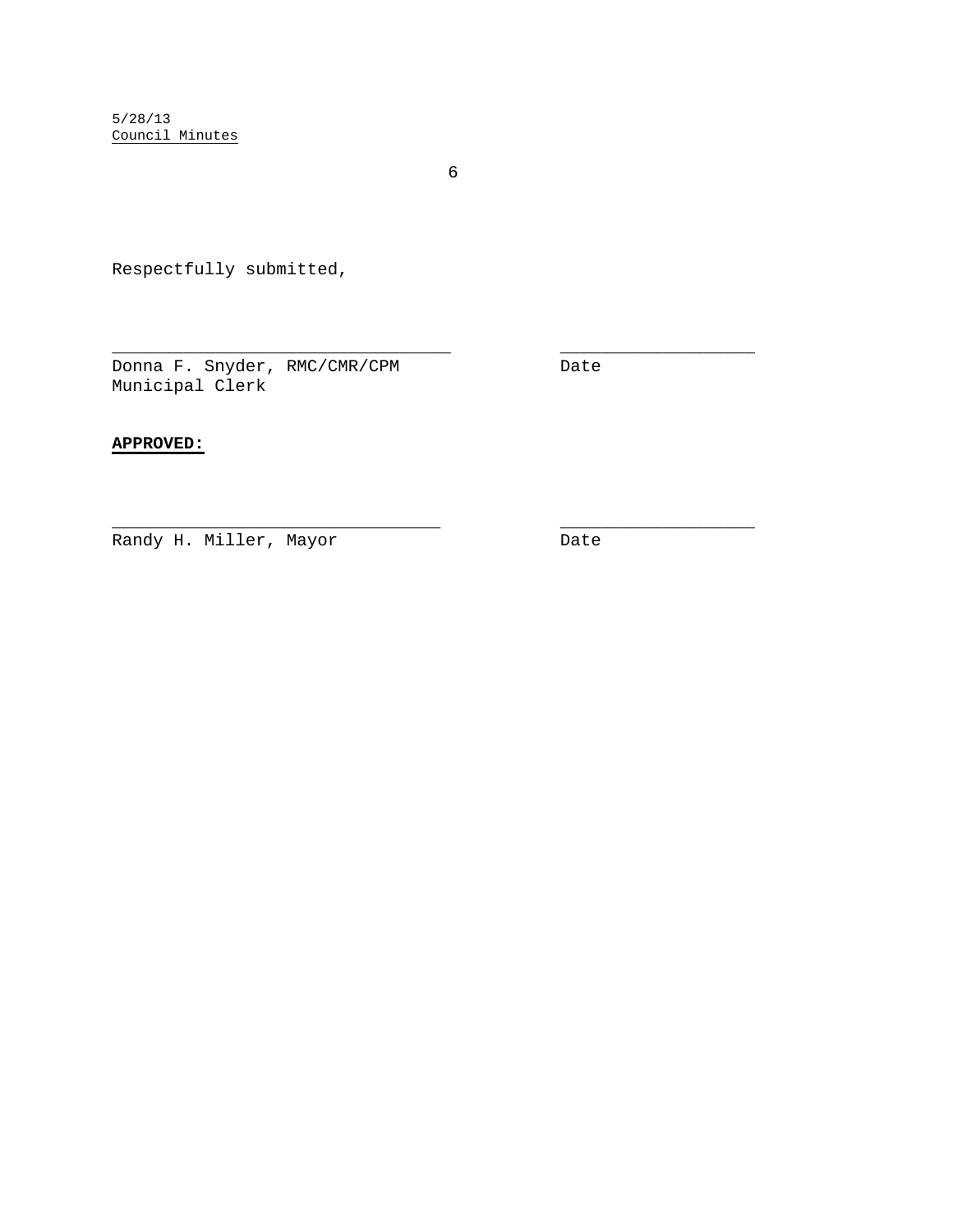Respectfully submitted,

\_\_\_\_\_\_\_\_\_\_\_\_\_\_\_\_\_\_\_\_\_\_\_\_\_\_\_\_\_\_\_\_\_ \_\_\_\_\_\_\_\_\_\_\_\_\_\_\_\_\_\_\_\_

Donna F. Snyder, RMC/CMR/CPM Date
Municipal Clerk

**APPROVED:**

\_\_\_\_\_\_\_\_\_\_\_\_\_\_\_\_\_\_\_\_\_\_\_\_\_\_\_\_\_\_\_\_\_ \_\_\_\_\_\_\_\_\_\_\_\_\_\_\_\_\_\_\_\_

Randy H. Miller, Mayor Date